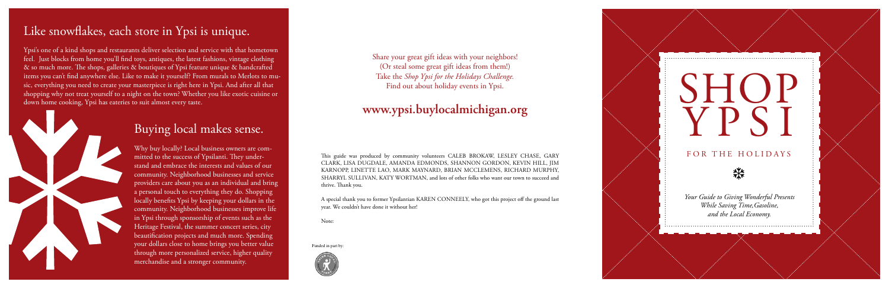## Like snowflakes, each store in Ypsi is unique.

Ypsi's one of a kind shops and restaurants deliver selection and service with that hometown feel. Just blocks from home you'll find toys, antiques, the latest fashions, vintage clothing & so much more. The shops, galleries & boutiques of Ypsi feature unique & handcrafted items you can't find anywhere else. Like to make it yourself? From murals to Merlots to music, everything you need to create your masterpiece is right here in Ypsi. And after all that shopping why not treat yourself to a night on the town? Whether you like exotic cuisine or down home cooking, Ypsi has eateries to suit almost every taste.

## Buying local makes sense.

Why buy locally? Local business owners are committed to the success of Ypsilanti. They understand and embrace the interests and values of our community. Neighborhood businesses and service providers care about you as an individual and bring a personal touch to everything they do. Shopping locally benefits Ypsi by keeping your dollars in the community. Neighborhood businesses improve life in Ypsi through sponsorship of events such as the Heritage Festival, the summer concert series, city beautification projects and much more. Spending your dollars close to home brings you better value through more personalized service, higher quality merchandise and a stronger community.

Share your great gift ideas with your neighbors!
(Or steal some great gift ideas from them!)
Take the *Shop Ypsi for the Holidays Challenge*.
Find out about holiday events in Ypsi.

## www.ypsi.buylocalmichigan.org

This guide was produced by community volunteers CALEB BROKAW, LESLEY CHASE, GARY CLARK, LISA DUGDALE, AMANDA EDMONDS, SHANNON GORDON, KEVIN HILL, JIM KARNOPP, LINETTE LAO, MARK MAYNARD, BRIAN MCCLEMENS, RICHARD MURPHY, SHARRYL SULLIVAN, KATY WORTMAN, and lots of other folks who want our town to succeed and thrive. Thank you.

A special thank you to former Ypsilantian KAREN CONNEELY, who got this project off the ground last year. We couldn't have done it without her!

Note:

Funded in part by:

# SHOP YPSI

### FOR THE HOLIDAYS

*Your Guide to Giving Wonderful Presents While Saving Time, Gasoline, and the Local Economy.*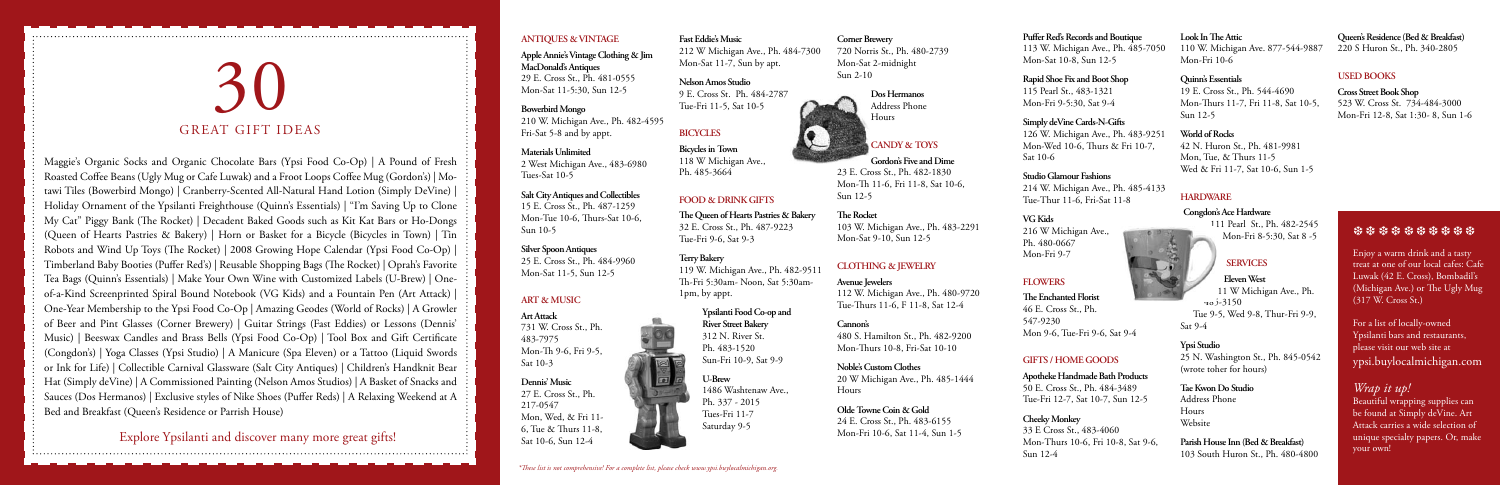# 30

## GREAT GIFT IDEAS

Maggie's Organic Socks and Organic Chocolate Bars (Ypsi Food Co-Op) | A Pound of Fresh Roasted Coffee Beans (Ugly Mug or Cafe Luwak) and a Froot Loops Coffee Mug (Gordon's) | Motawi Tiles (Bowerbird Mongo) | Cranberry-Scented All-Natural Hand Lotion (Simply DeVine) | Holiday Ornament of the Ypsilanti Freighthouse (Quinn's Essentials) | "I'm Saving Up to Clone My Cat" Piggy Bank (The Rocket) | Decadent Baked Goods such as Kit Kat Bars or Ho-Dongs (Queen of Hearts Pastries & Bakery) | Horn or Basket for a Bicycle (Bicycles in Town) | Tin Robots and Wind Up Toys (The Rocket) | 2008 Growing Hope Calendar (Ypsi Food Co-Op) | Timberland Baby Booties (Puffer Red's) | Reusable Shopping Bags (The Rocket) | Oprah's Favorite Tea Bags (Quinn's Essentials) | Make Your Own Wine with Customized Labels (U-Brew) | One-of-a-Kind Screenprinted Spiral Bound Notebook (VG Kids) and a Fountain Pen (Art Attack) | One-Year Membership to the Ypsi Food Co-Op | Amazing Geodes (World of Rocks) | A Growler of Beer and Pint Glasses (Corner Brewery) | Guitar Strings (Fast Eddies) or Lessons (Dennis' Music) | Beeswax Candles and Brass Bells (Ypsi Food Co-Op) | Tool Box and Gift Certificate (Congdon's) | Yoga Classes (Ypsi Studio) | A Manicure (Spa Eleven) or a Tattoo (Liquid Swords or Ink for Life) | Collectible Carnival Glassware (Salt City Antiques) | Children's Handknit Bear Hat (Simply deVine) | A Commissioned Painting (Nelson Amos Studios) | A Basket of Snacks and Sauces (Dos Hermanos) | Exclusive styles of Nike Shoes (Puffer Reds) | A Relaxing Weekend at A Bed and Breakfast (Queen's Residence or Parrish House)

Explore Ypsilanti and discover many more great gifts!

### ANTIQUES & VINTAGE

**Apple Annie's Vintage Clothing & Jim MacDonald's Antiques**
29 E. Cross St., Ph. 481-0555
Mon-Sat 11-5:30, Sun 12-5

**Bowerbird Mongo**
210 W. Michigan Ave., Ph. 482-4595
Fri-Sat 5-8 and by appt.

**Materials Unlimited**
2 West Michigan Ave., 483-6980
Tues-Sat 10-5

**Salt City Antiques and Collectibles**
15 E. Cross St., Ph. 487-1259
Mon-Tue 10-6, Thurs-Sat 10-6, Sun 10-5

**Silver Spoon Antiques**
25 E. Cross St., Ph. 484-9960
Mon-Sat 11-5, Sun 12-5

### ART & MUSIC

**Art Attack**
731 W. Cross St., Ph. 483-7975
Mon-Th 9-6, Fri 9-5, Sat 10-3

**Dennis' Music**
27 E. Cross St., Ph. 217-0547
Mon, Wed, & Fri 11-6, Tue & Thurs 11-8, Sat 10-6, Sun 12-4

**Fast Eddie's Music**
212 W Michigan Ave., Ph. 484-7300
Mon-Sat 11-7, Sun by apt.

**Nelson Amos Studio**
9 E. Cross St. Ph. 484-2787
Tue-Fri 11-5, Sat 10-5

### BICYCLES

**Bicycles in Town**
118 W Michigan Ave., Ph. 485-3664

### FOOD & DRINK GIFTS

**The Queen of Hearts Pastries & Bakery**
32 E. Cross St., Ph. 487-9223
Tue-Fri 9-6, Sat 9-3

**Terry Bakery**
119 W. Michigan Ave., Ph. 482-9511
Th-Fri 5:30am- Noon, Sat 5:30am-1pm, by appt.

**Ypsilanti Food Co-op and River Street Bakery**
312 N. River St.
Ph. 483-1520
Sun-Fri 10-9, Sat 9-9

**U-Brew**
1486 Washtenaw Ave., Ph. 337 - 2015
Tues-Fri 11-7
Saturday 9-5

**Corner Brewery**
720 Norris St., Ph. 480-2739
Mon-Sat 2-midnight
Sun 2-10

**Dos Hermanos**
Address Phone
Hours

### CANDY & TOYS

**Gordon's Five and Dime**
23 E. Cross St., Ph. 482-1830
Mon-Th 11-6, Fri 11-8, Sat 10-6, Sun 12-5

**The Rocket**
103 W. Michigan Ave., Ph. 483-2291
Mon-Sat 9-10, Sun 12-5

### CLOTHING & JEWELRY

**Avenue Jewelers**
112 W. Michigan Ave., Ph. 480-9720
Tue-Thurs 11-6, F 11-8, Sat 12-4

**Cannon's**
480 S. Hamilton St., Ph. 482-9200
Mon-Thurs 10-8, Fri-Sat 10-10

**Noble's Custom Clothes**
20 W Michigan Ave., Ph. 485-1444
Hours

**Olde Towne Coin & Gold**
24 E. Cross St., Ph. 483-6155
Mon-Fri 10-6, Sat 11-4, Sun 1-5

**Puffer Red's Records and Boutique**
113 W. Michigan Ave., Ph. 485-7050
Mon-Sat 10-8, Sun 12-5

**Rapid Shoe Fix and Boot Shop**
115 Pearl St., 483-1321
Mon-Fri 9-5:30, Sat 9-4

**Simply deVine Cards-N-Gifts**
126 W. Michigan Ave., Ph. 483-9251
Mon-Wed 10-6, Thurs & Fri 10-7, Sat 10-6

**Studio Glamour Fashions**
214 W. Michigan Ave., Ph. 485-4133
Tue-Thur 11-6, Fri-Sat 11-8

**VG Kids**
216 W Michigan Ave., Ph. 480-0667
Mon-Fri 9-7

### FLOWERS

**The Enchanted Florist**
46 E. Cross St., Ph. 547-9230
Mon 9-6, Tue-Fri 9-6, Sat 9-4

### GIFTS / HOME GOODS

**Apotheke Handmade Bath Products**
50 E. Cross St., Ph. 484-3489
Tue-Fri 12-7, Sat 10-7, Sun 12-5

**Cheeky Monkey**
33 E Cross St., 483-4060
Mon-Thurs 10-6, Fri 10-8, Sat 9-6, Sun 12-4

**Look In The Attic**
110 W. Michigan Ave. 877-544-9887
Mon-Fri 10-6

**Quinn's Essentials**
19 E. Cross St., Ph. 544-4690
Mon-Thurs 11-7, Fri 11-8, Sat 10-5, Sun 12-5

**World of Rocks**
42 N. Huron St., Ph. 481-9981
Mon, Tue, & Thurs 11-5
Wed & Fri 11-7, Sat 10-6, Sun 1-5

### HARDWARE

**Congdon's Ace Hardware**
111 Pearl St., Ph. 482-2545
Mon-Fri 8-5:30, Sat 8 -5

### SERVICES

**Eleven West**
11 W Michigan Ave., Ph. 4?? ?-3150
Tue 9-5, Wed 9-8, Thur-Fri 9-9, Sat 9-4

**Ypsi Studio**
25 N. Washington St., Ph. 845-0542
(wrote toher for hours)

**Tae Kwon Do Studio**
Address Phone
Hours
Website

**Parish House Inn (Bed & Breakfast)**
103 South Huron St., Ph. 480-4800

**Queen's Residence (Bed & Breakfast)**
220 S Huron St., Ph. 340-2805

### USED BOOKS

**Cross Street Book Shop**
523 W. Cross St. 734-484-3000
Mon-Fri 12-8, Sat 1:30- 8, Sun 1-6

Enjoy a warm drink and a tasty treat at one of our local cafes: Cafe Luwak (42 E. Cross), Bombadil's (Michigan Ave.) or The Ugly Mug (317 W. Cross St.)

For a list of locally-owned Ypsilanti bars and restaurants, please visit our web site at ypsi.buylocalmichigan.com

*Wrap it up!*
Beautiful wrapping supplies can be found at Simply deVine. Art Attack carries a wide selection of unique specialty papers. Or, make your own!

*These list is not comprehensive! For a complete list, please check www.ypsi.buylocalmichigan.org*